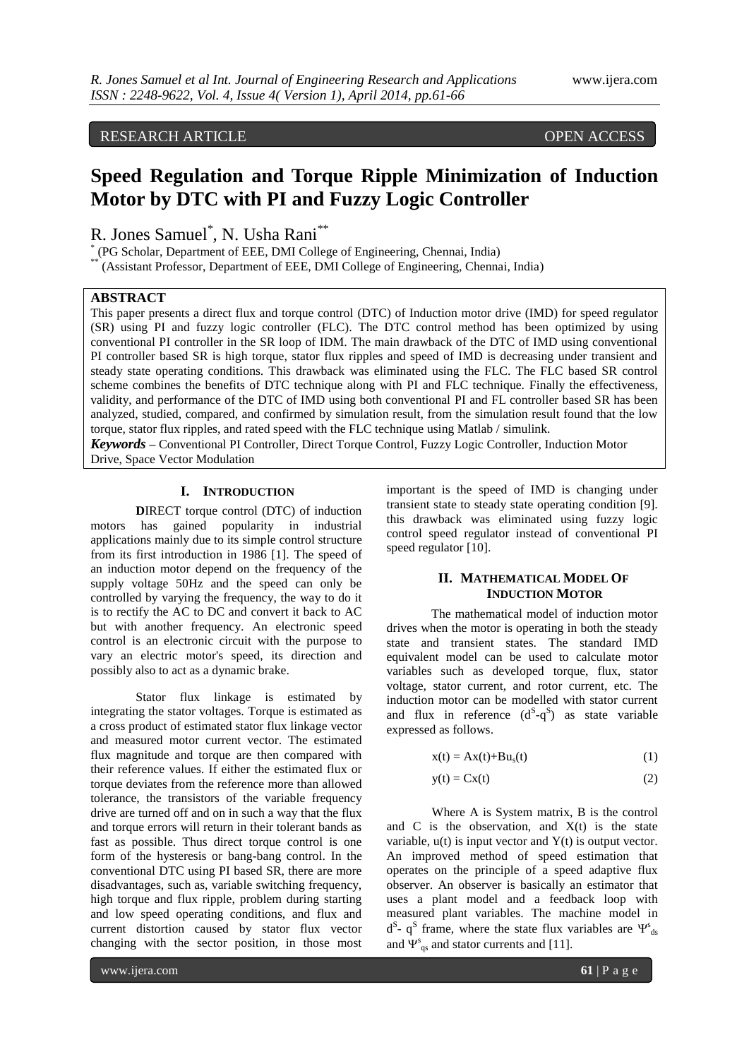RESEARCH ARTICLE OPEN ACCESS

# Speed Regulation and Torque Ripple Minimization of Induction Motor by DTC with PI and Fuzzy Logic Controller

R. Jones Samuel*, N. Usha Rani**

* (PG Scholar, Department of EEE, DMI College of Engineering, Chennai, India)
** (Assistant Professor, Department of EEE, DMI College of Engineering, Chennai, India)

## ABSTRACT

This paper presents a direct flux and torque control (DTC) of Induction motor drive (IMD) for speed regulator (SR) using PI and fuzzy logic controller (FLC). The DTC control method has been optimized by using conventional PI controller in the SR loop of IDM. The main drawback of the DTC of IMD using conventional PI controller based SR is high torque, stator flux ripples and speed of IMD is decreasing under transient and steady state operating conditions. This drawback was eliminated using the FLC. The FLC based SR control scheme combines the benefits of DTC technique along with PI and FLC technique. Finally the effectiveness, validity, and performance of the DTC of IMD using both conventional PI and FL controller based SR has been analyzed, studied, compared, and confirmed by simulation result, from the simulation result found that the low torque, stator flux ripples, and rated speed with the FLC technique using Matlab / simulink.

***Keywords*** – Conventional PI Controller, Direct Torque Control, Fuzzy Logic Controller, Induction Motor Drive, Space Vector Modulation

## I. Introduction

**D**IRECT torque control (DTC) of induction motors has gained popularity in industrial applications mainly due to its simple control structure from its first introduction in 1986 [1]. The speed of an induction motor depend on the frequency of the supply voltage 50Hz and the speed can only be controlled by varying the frequency, the way to do it is to rectify the AC to DC and convert it back to AC but with another frequency. An electronic speed control is an electronic circuit with the purpose to vary an electric motor's speed, its direction and possibly also to act as a dynamic brake.

Stator flux linkage is estimated by integrating the stator voltages. Torque is estimated as a cross product of estimated stator flux linkage vector and measured motor current vector. The estimated flux magnitude and torque are then compared with their reference values. If either the estimated flux or torque deviates from the reference more than allowed tolerance, the transistors of the variable frequency drive are turned off and on in such a way that the flux and torque errors will return in their tolerant bands as fast as possible. Thus direct torque control is one form of the hysteresis or bang-bang control. In the conventional DTC using PI based SR, there are more disadvantages, such as, variable switching frequency, high torque and flux ripple, problem during starting and low speed operating conditions, and flux and current distortion caused by stator flux vector changing with the sector position, in those most important is the speed of IMD is changing under transient state to steady state operating condition [9]. this drawback was eliminated using fuzzy logic control speed regulator instead of conventional PI speed regulator [10].

## II. Mathematical Model Of Induction Motor

The mathematical model of induction motor drives when the motor is operating in both the steady state and transient states. The standard IMD equivalent model can be used to calculate motor variables such as developed torque, flux, stator voltage, stator current, and rotor current, etc. The induction motor can be modelled with stator current and flux in reference ($d^S$-$q^S$) as state variable expressed as follows.

$$x(t) = Ax(t)+Bu_s(t) \tag{1}$$

$$y(t) = Cx(t) \tag{2}$$

Where A is System matrix, B is the control and C is the observation, and X(t) is the state variable, u(t) is input vector and Y(t) is output vector. An improved method of speed estimation that operates on the principle of a speed adaptive flux observer. An observer is basically an estimator that uses a plant model and a feedback loop with measured plant variables. The machine model in $d^S$- $q^S$ frame, where the state flux variables are $\Psi^s_{ds}$ and $\Psi^s_{qs}$ and stator currents and [11].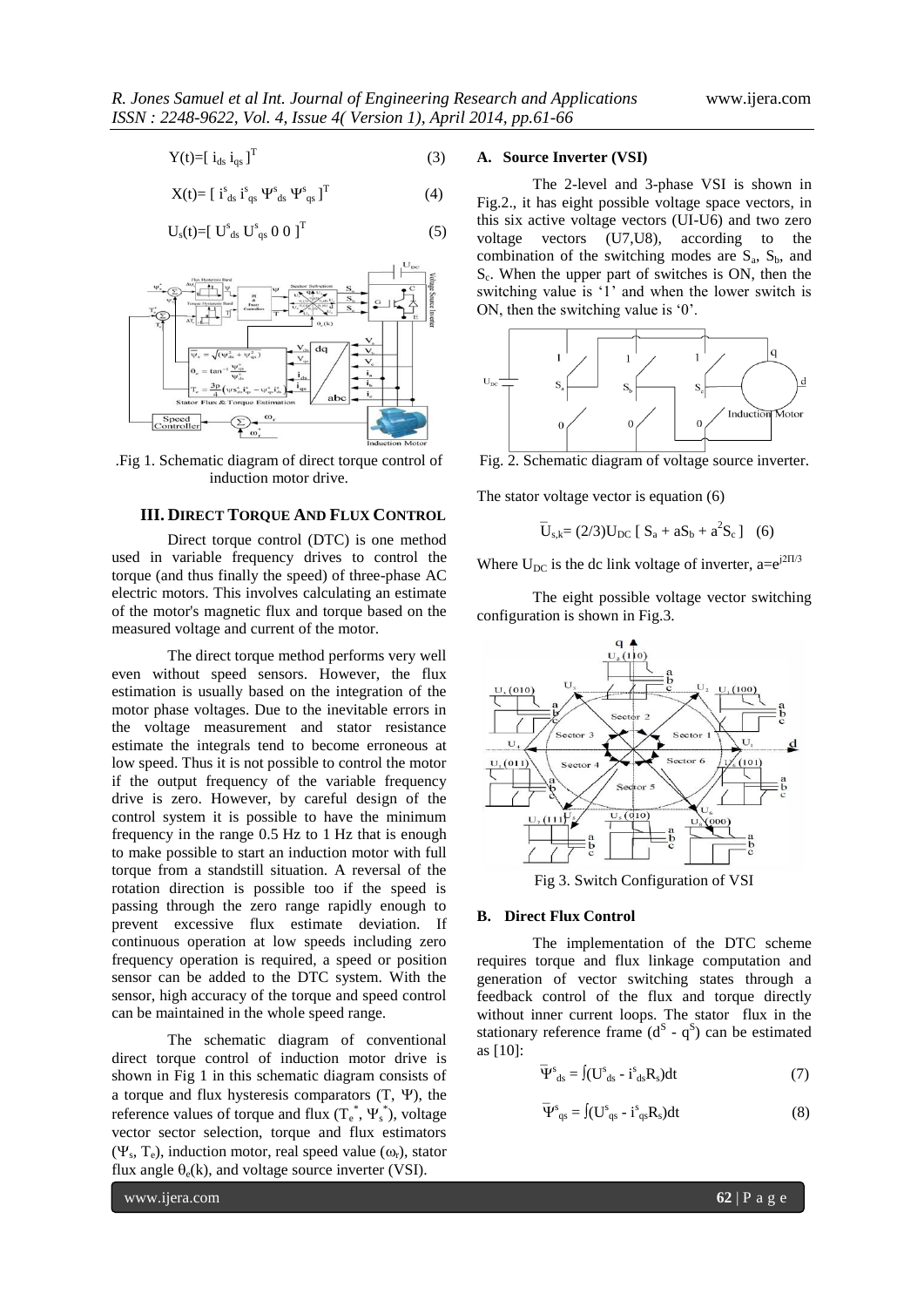$$Y(t)=[\ i_{ds}\ i_{qs}\ ]^T \qquad (3)$$

$$X(t)=[\ i^s_{ds}\ i^s_{qs}\ \Psi^s_{ds}\ \Psi^s_{qs}\ ]^T \qquad (4)$$

$$U_s(t)=[\ U^s_{ds}\ U^s_{qs}\ 0\ 0\ ]^T \qquad (5)$$

.Fig 1. Schematic diagram of direct torque control of induction motor drive.

## III. DIRECT TORQUE AND FLUX CONTROL

Direct torque control (DTC) is one method used in variable frequency drives to control the torque (and thus finally the speed) of three-phase AC electric motors. This involves calculating an estimate of the motor's magnetic flux and torque based on the measured voltage and current of the motor.

The direct torque method performs very well even without speed sensors. However, the flux estimation is usually based on the integration of the motor phase voltages. Due to the inevitable errors in the voltage measurement and stator resistance estimate the integrals tend to become erroneous at low speed. Thus it is not possible to control the motor if the output frequency of the variable frequency drive is zero. However, by careful design of the control system it is possible to have the minimum frequency in the range 0.5 Hz to 1 Hz that is enough to make possible to start an induction motor with full torque from a standstill situation. A reversal of the rotation direction is possible too if the speed is passing through the zero range rapidly enough to prevent excessive flux estimate deviation. If continuous operation at low speeds including zero frequency operation is required, a speed or position sensor can be added to the DTC system. With the sensor, high accuracy of the torque and speed control can be maintained in the whole speed range.

The schematic diagram of conventional direct torque control of induction motor drive is shown in Fig 1 in this schematic diagram consists of a torque and flux hysteresis comparators (T, Ψ), the reference values of torque and flux ($T_e^*$, $\Psi_s^*$), voltage vector sector selection, torque and flux estimators ($\Psi_s$, $T_e$), induction motor, real speed value ($\omega_r$), stator flux angle $\theta_e(k)$, and voltage source inverter (VSI).

### A. Source Inverter (VSI)

The 2-level and 3-phase VSI is shown in Fig.2., it has eight possible voltage space vectors, in this six active voltage vectors (UI-U6) and two zero voltage vectors (U7,U8), according to the combination of the switching modes are $S_a$, $S_b$, and $S_c$. When the upper part of switches is ON, then the switching value is '1' and when the lower switch is ON, then the switching value is '0'.

Fig. 2. Schematic diagram of voltage source inverter.

The stator voltage vector is equation (6)

$$\overline{U}_{s,k}= (2/3)U_{DC}\ [\ S_a + aS_b + a^2S_c\ ] \quad (6)$$

Where $U_{DC}$ is the dc link voltage of inverter, $a=e^{j2\Pi/3}$

The eight possible voltage vector switching configuration is shown in Fig.3.

Fig 3. Switch Configuration of VSI

### B. Direct Flux Control

The implementation of the DTC scheme requires torque and flux linkage computation and generation of vector switching states through a feedback control of the flux and torque directly without inner current loops. The stator flux in the stationary reference frame ($d^S$ - $q^S$) can be estimated as [10]:

$$\overline{\Psi}^s_{ds} = \int(U^s_{ds} - i^s_{ds}R_s)dt \qquad (7)$$

$$\overline{\Psi}^s_{qs} = \int(U^s_{qs} - i^s_{qs}R_s)dt \qquad (8)$$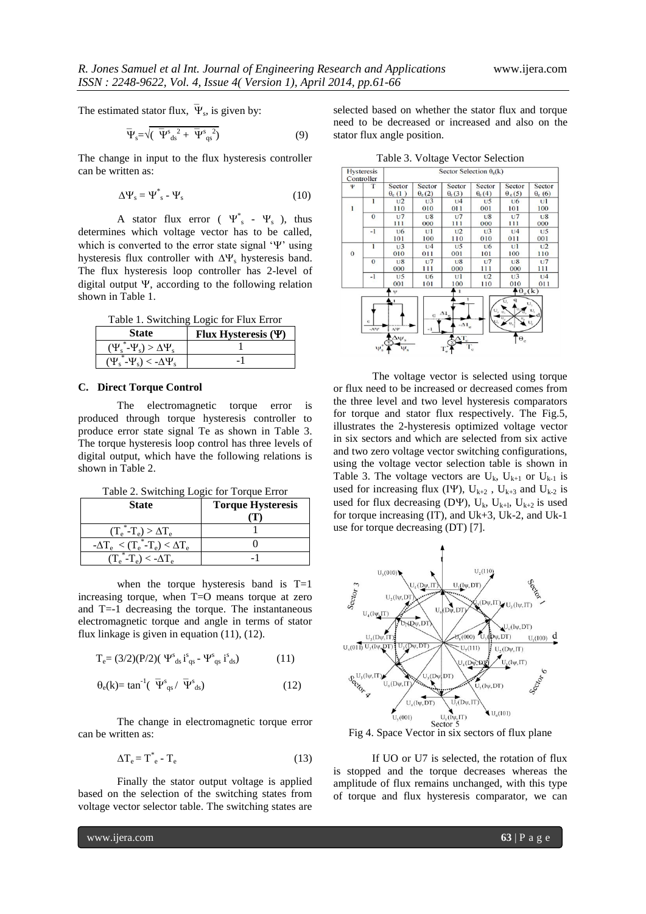The estimated stator flux, $\bar{\Psi}_s$, is given by:

$$\bar{\Psi}_s=\sqrt{(\bar{\Psi}^s_{ds}{}^2 + \bar{\Psi}^s_{qs}{}^2)} \quad (9)$$

The change in input to the flux hysteresis controller can be written as:

$$\Delta\Psi_s = \Psi^*_s - \Psi_s \quad (10)$$

A stator flux error ( $\Psi^*_s$ - $\Psi_s$ ), thus determines which voltage vector has to be called, which is converted to the error state signal '$\Psi$' using hysteresis flux controller with $\Delta\Psi_s$ hysteresis band. The flux hysteresis loop controller has 2-level of digital output $\Psi$, according to the following relation shown in Table 1.

Table 1. Switching Logic for Flux Error

| State | Flux Hysteresis ($\Psi$) |
|---|---|
| $(\Psi_s^*-\Psi_s) > \Delta\Psi_s$ | 1 |
| $(\Psi_s^*-\Psi_s) < -\Delta\Psi_s$ | -1 |

### C. Direct Torque Control

The electromagnetic torque error is produced through torque hysteresis controller to produce error state signal Te as shown in Table 3. The torque hysteresis loop control has three levels of digital output, which have the following relations is shown in Table 2.

Table 2. Switching Logic for Torque Error

| State | Torque Hysteresis (T) |
|---|---|
| $(T_e^*-T_e) > \Delta T_e$ | 1 |
| $-\Delta T_e < (T_e^*-T_e) < \Delta T_e$ | 0 |
| $(T_e^*-T_e) < -\Delta T_e$ | -1 |

when the torque hysteresis band is T=1 increasing torque, when T=O means torque at zero and T=-1 decreasing the torque. The instantaneous electromagnetic torque and angle in terms of stator flux linkage is given in equation (11), (12).

$$T_e= (3/2)(P/2)( \Psi^s_{ds}\, i^s_{qs} - \Psi^s_{qs}\, i^s_{ds}) \quad (11)$$

$$\theta_e(k)= \tan^{-1}( \bar{\Psi}^s_{qs} / \bar{\Psi}^s_{ds}) \quad (12)$$

The change in electromagnetic torque error can be written as:

$$\Delta T_e = T^*_e - T_e \quad (13)$$

Finally the stator output voltage is applied based on the selection of the switching states from voltage vector selector table. The switching states are selected based on whether the stator flux and torque need to be decreased or increased and also on the stator flux angle position.

Table 3. Voltage Vector Selection

| Hysteresis Controller | | Sector Selection $\theta_e(k)$ | | | | | |
|---|---|---|---|---|---|---|---|
| $\Psi$ | T | Sector $\theta_e$(1) | Sector $\theta_e$(2) | Sector $\theta_e$(3) | Sector $\theta_e$(4) | Sector $\theta_e$(5) | Sector $\theta_e$(6) |
| 1 | 1 | U2 110 | U3 010 | U4 011 | U5 001 | U6 101 | U1 100 |
| | 0 | U7 111 | U8 000 | U7 111 | U8 000 | U7 111 | U8 000 |
| | -1 | U6 101 | U1 100 | U2 110 | U3 010 | U4 011 | U5 001 |
| 0 | 1 | U3 010 | U4 011 | U5 001 | U6 101 | U1 100 | U2 110 |
| | 0 | U8 000 | U7 111 | U8 000 | U7 111 | U8 000 | U7 111 |
| | -1 | U5 001 | U6 101 | U1 100 | U2 110 | U3 010 | U4 011 |

The voltage vector is selected using torque or flux need to be increased or decreased comes from the three level and two level hysteresis comparators for torque and stator flux respectively. The Fig.5, illustrates the 2-hysteresis optimized voltage vector in six sectors and which are selected from six active and two zero voltage vector switching configurations, using the voltage vector selection table is shown in Table 3. The voltage vectors are $U_k$, $U_{k+1}$ or $U_{k-1}$ is used for increasing flux (I$\Psi$), $U_{k+2}$ , $U_{k+3}$ and $U_{k-2}$ is used for flux decreasing (D$\Psi$), $U_k$, $U_{k+1}$, $U_{k+2}$ is used for torque increasing (IT), and Uk+3, Uk-2, and Uk-1 use for torque decreasing (DT) [7].

Fig 4. Space Vector in six sectors of flux plane

If UO or U7 is selected, the rotation of flux is stopped and the torque decreases whereas the amplitude of flux remains unchanged, with this type of torque and flux hysteresis comparator, we can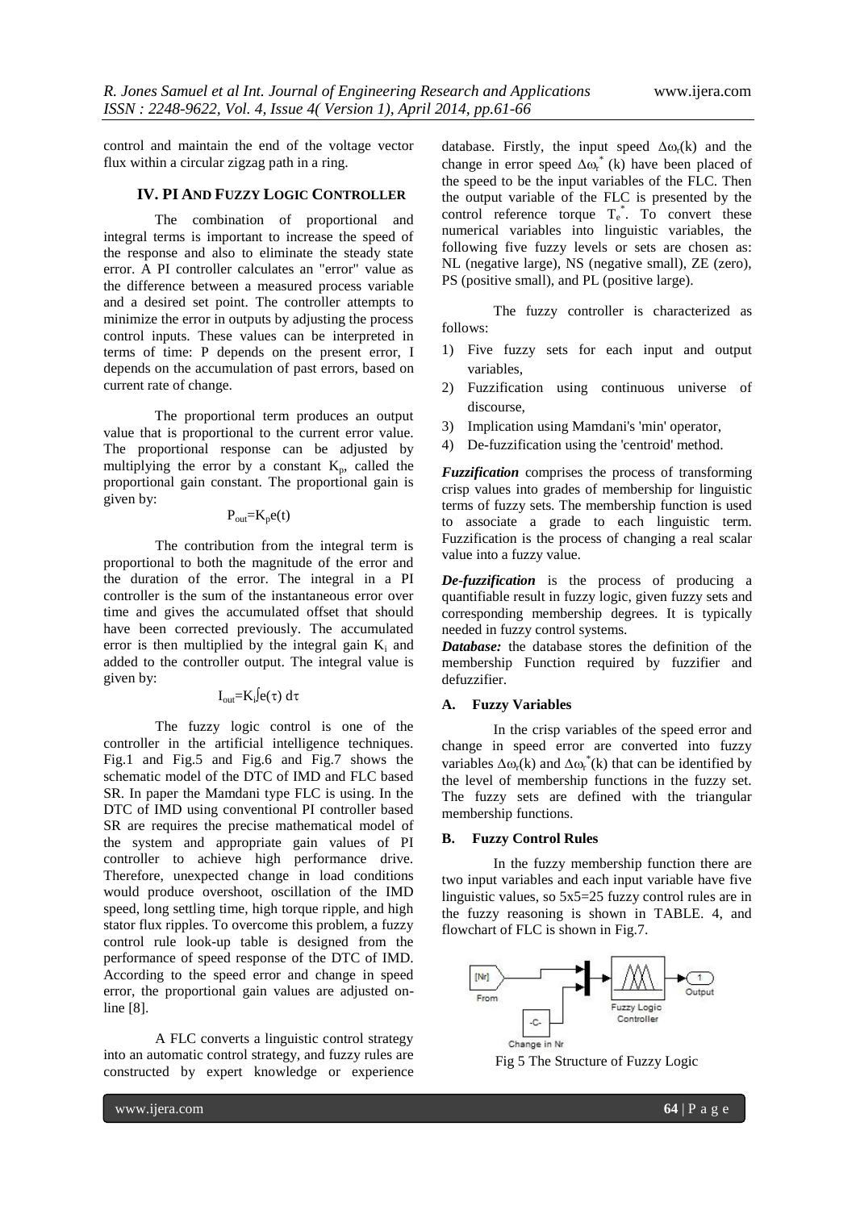control and maintain the end of the voltage vector flux within a circular zigzag path in a ring.

## IV. PI AND FUZZY LOGIC CONTROLLER

The combination of proportional and integral terms is important to increase the speed of the response and also to eliminate the steady state error. A PI controller calculates an "error" value as the difference between a measured process variable and a desired set point. The controller attempts to minimize the error in outputs by adjusting the process control inputs. These values can be interpreted in terms of time: P depends on the present error, I depends on the accumulation of past errors, based on current rate of change.

The proportional term produces an output value that is proportional to the current error value. The proportional response can be adjusted by multiplying the error by a constant $K_p$, called the proportional gain constant. The proportional gain is given by:

$$P_{out}=K_p e(t)$$

The contribution from the integral term is proportional to both the magnitude of the error and the duration of the error. The integral in a PI controller is the sum of the instantaneous error over time and gives the accumulated offset that should have been corrected previously. The accumulated error is then multiplied by the integral gain $K_i$ and added to the controller output. The integral value is given by:

$$I_{out}=K_i\int e(\tau)\, d\tau$$

The fuzzy logic control is one of the controller in the artificial intelligence techniques. Fig.1 and Fig.5 and Fig.6 and Fig.7 shows the schematic model of the DTC of IMD and FLC based SR. In paper the Mamdani type FLC is using. In the DTC of IMD using conventional PI controller based SR are requires the precise mathematical model of the system and appropriate gain values of PI controller to achieve high performance drive. Therefore, unexpected change in load conditions would produce overshoot, oscillation of the IMD speed, long settling time, high torque ripple, and high stator flux ripples. To overcome this problem, a fuzzy control rule look-up table is designed from the performance of speed response of the DTC of IMD. According to the speed error and change in speed error, the proportional gain values are adjusted on-line [8].

A FLC converts a linguistic control strategy into an automatic control strategy, and fuzzy rules are constructed by expert knowledge or experience database. Firstly, the input speed $\Delta\omega_r(k)$ and the change in error speed $\Delta\omega_r^*(k)$ have been placed of the speed to be the input variables of the FLC. Then the output variable of the FLC is presented by the control reference torque $T_e^*$. To convert these numerical variables into linguistic variables, the following five fuzzy levels or sets are chosen as: NL (negative large), NS (negative small), ZE (zero), PS (positive small), and PL (positive large).

The fuzzy controller is characterized as follows:

1) Five fuzzy sets for each input and output variables,
2) Fuzzification using continuous universe of discourse,
3) Implication using Mamdani's 'min' operator,
4) De-fuzzification using the 'centroid' method.

***Fuzzification*** comprises the process of transforming crisp values into grades of membership for linguistic terms of fuzzy sets. The membership function is used to associate a grade to each linguistic term. Fuzzification is the process of changing a real scalar value into a fuzzy value.

***De-fuzzification*** is the process of producing a quantifiable result in fuzzy logic, given fuzzy sets and corresponding membership degrees. It is typically needed in fuzzy control systems.

***Database:*** the database stores the definition of the membership Function required by fuzzifier and defuzzifier.

### A. Fuzzy Variables

In the crisp variables of the speed error and change in speed error are converted into fuzzy variables $\Delta\omega_r(k)$ and $\Delta\omega_r^*(k)$ that can be identified by the level of membership functions in the fuzzy set. The fuzzy sets are defined with the triangular membership functions.

### B. Fuzzy Control Rules

In the fuzzy membership function there are two input variables and each input variable have five linguistic values, so 5x5=25 fuzzy control rules are in the fuzzy reasoning is shown in TABLE. 4, and flowchart of FLC is shown in Fig.7.

Fig 5 The Structure of Fuzzy Logic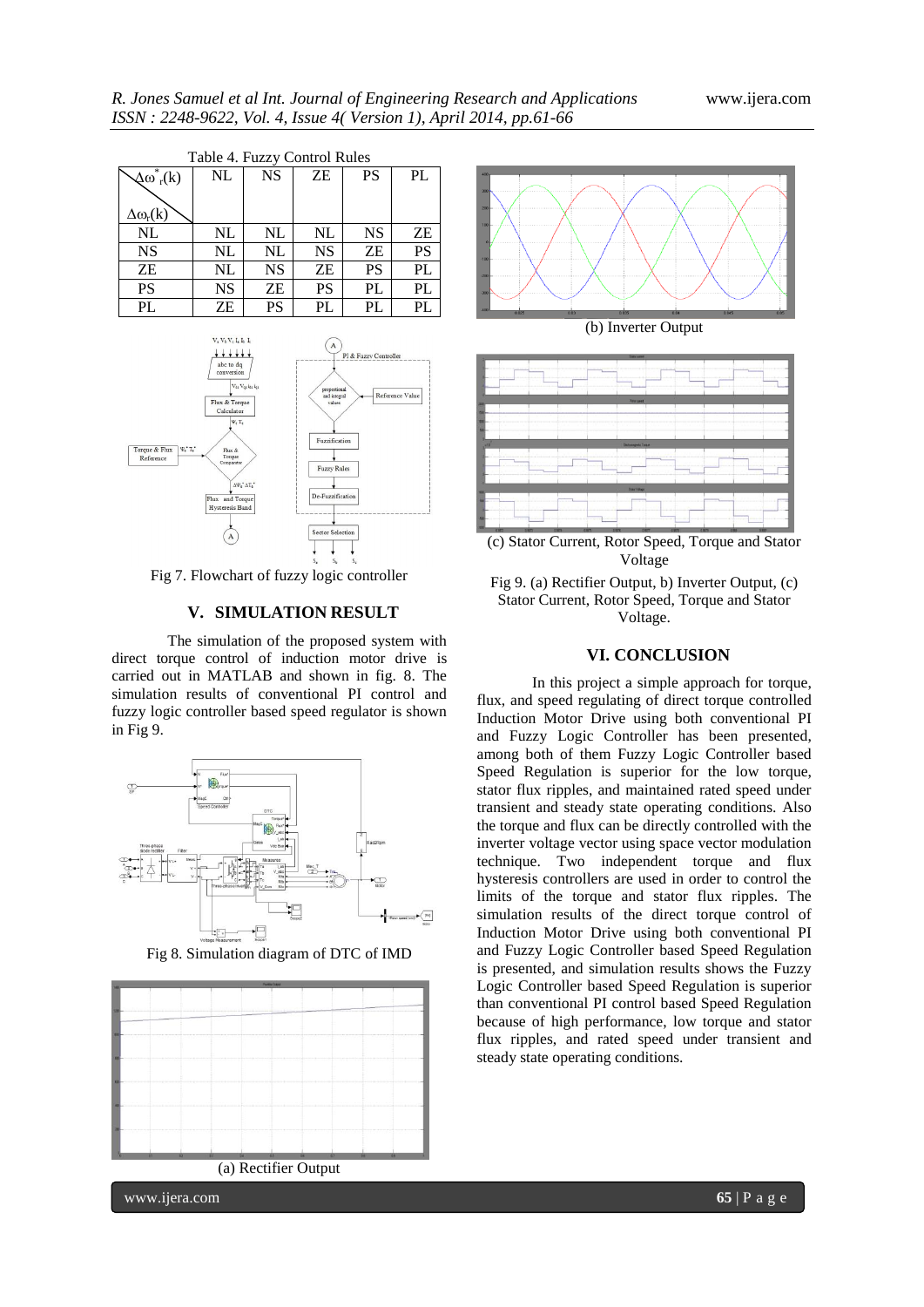Table 4. Fuzzy Control Rules

| $\Delta\omega_r(k)$ \ $\Delta\omega^*_r(k)$ | NL | NS | ZE | PS | PL |
|---|---|---|---|---|---|
| NL | NL | NL | NL | NS | ZE |
| NS | NL | NL | NS | ZE | PS |
| ZE | NL | NS | ZE | PS | PL |
| PS | NS | ZE | PS | PL | PL |
| PL | ZE | PS | PL | PL | PL |

Fig 7. Flowchart of fuzzy logic controller

## V. SIMULATION RESULT

The simulation of the proposed system with direct torque control of induction motor drive is carried out in MATLAB and shown in fig. 8. The simulation results of conventional PI control and fuzzy logic controller based speed regulator is shown in Fig 9.

Fig 8. Simulation diagram of DTC of IMD

(a) Rectifier Output

(b) Inverter Output

(c) Stator Current, Rotor Speed, Torque and Stator Voltage

Fig 9. (a) Rectifier Output, b) Inverter Output, (c) Stator Current, Rotor Speed, Torque and Stator Voltage.

## VI. CONCLUSION

In this project a simple approach for torque, flux, and speed regulating of direct torque controlled Induction Motor Drive using both conventional PI and Fuzzy Logic Controller has been presented, among both of them Fuzzy Logic Controller based Speed Regulation is superior for the low torque, stator flux ripples, and maintained rated speed under transient and steady state operating conditions. Also the torque and flux can be directly controlled with the inverter voltage vector using space vector modulation technique. Two independent torque and flux hysteresis controllers are used in order to control the limits of the torque and stator flux ripples. The simulation results of the direct torque control of Induction Motor Drive using both conventional PI and Fuzzy Logic Controller based Speed Regulation is presented, and simulation results shows the Fuzzy Logic Controller based Speed Regulation is superior than conventional PI control based Speed Regulation because of high performance, low torque and stator flux ripples, and rated speed under transient and steady state operating conditions.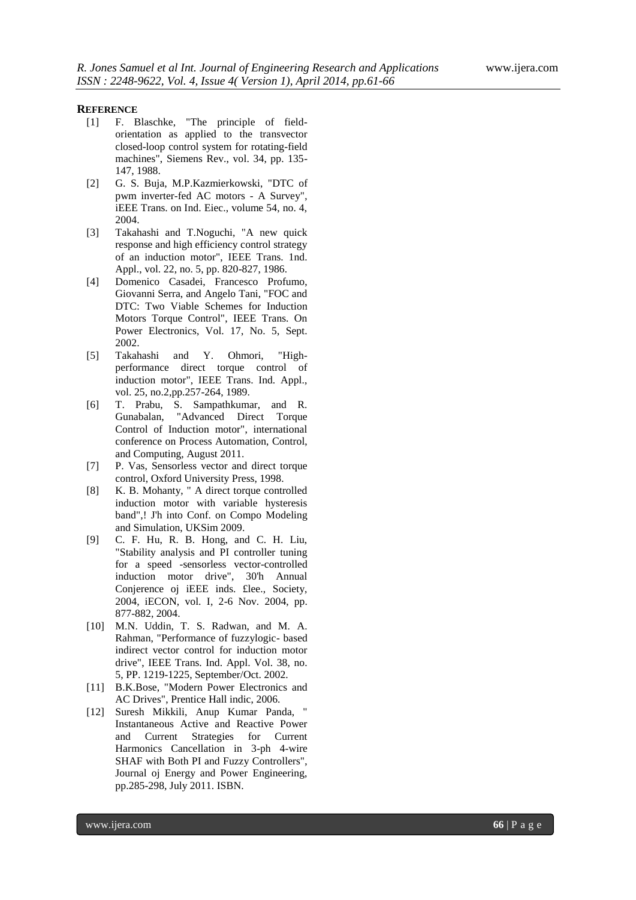## REFERENCE

[1] F. Blaschke, "The principle of field-orientation as applied to the transvector closed-loop control system for rotating-field machines", Siemens Rev., vol. 34, pp. 135-147, 1988.

[2] G. S. Buja, M.P.Kazmierkowski, "DTC of pwm inverter-fed AC motors - A Survey", iEEE Trans. on Ind. Eiec., volume 54, no. 4, 2004.

[3] Takahashi and T.Noguchi, "A new quick response and high efficiency control strategy of an induction motor", IEEE Trans. 1nd. Appl., vol. 22, no. 5, pp. 820-827, 1986.

[4] Domenico Casadei, Francesco Profumo, Giovanni Serra, and Angelo Tani, "FOC and DTC: Two Viable Schemes for Induction Motors Torque Control", IEEE Trans. On Power Electronics, Vol. 17, No. 5, Sept. 2002.

[5] Takahashi and Y. Ohmori, "High-performance direct torque control of induction motor", IEEE Trans. Ind. Appl., vol. 25, no.2,pp.257-264, 1989.

[6] T. Prabu, S. Sampathkumar, and R. Gunabalan, "Advanced Direct Torque Control of Induction motor", international conference on Process Automation, Control, and Computing, August 2011.

[7] P. Vas, Sensorless vector and direct torque control, Oxford University Press, 1998.

[8] K. B. Mohanty, " A direct torque controlled induction motor with variable hysteresis band",! J'h into Conf. on Compo Modeling and Simulation, UKSim 2009.

[9] C. F. Hu, R. B. Hong, and C. H. Liu, "Stability analysis and PI controller tuning for a speed -sensorless vector-controlled induction motor drive", 30'h Annual Conjerence oj iEEE inds. £lee., Society, 2004, iECON, vol. I, 2-6 Nov. 2004, pp. 877-882, 2004.

[10] M.N. Uddin, T. S. Radwan, and M. A. Rahman, "Performance of fuzzylogic- based indirect vector control for induction motor drive", IEEE Trans. Ind. Appl. Vol. 38, no. 5, PP. 1219-1225, September/Oct. 2002.

[11] B.K.Bose, "Modern Power Electronics and AC Drives", Prentice Hall indic, 2006.

[12] Suresh Mikkili, Anup Kumar Panda, " Instantaneous Active and Reactive Power and Current Strategies for Current Harmonics Cancellation in 3-ph 4-wire SHAF with Both PI and Fuzzy Controllers", Journal oj Energy and Power Engineering, pp.285-298, July 2011. ISBN.